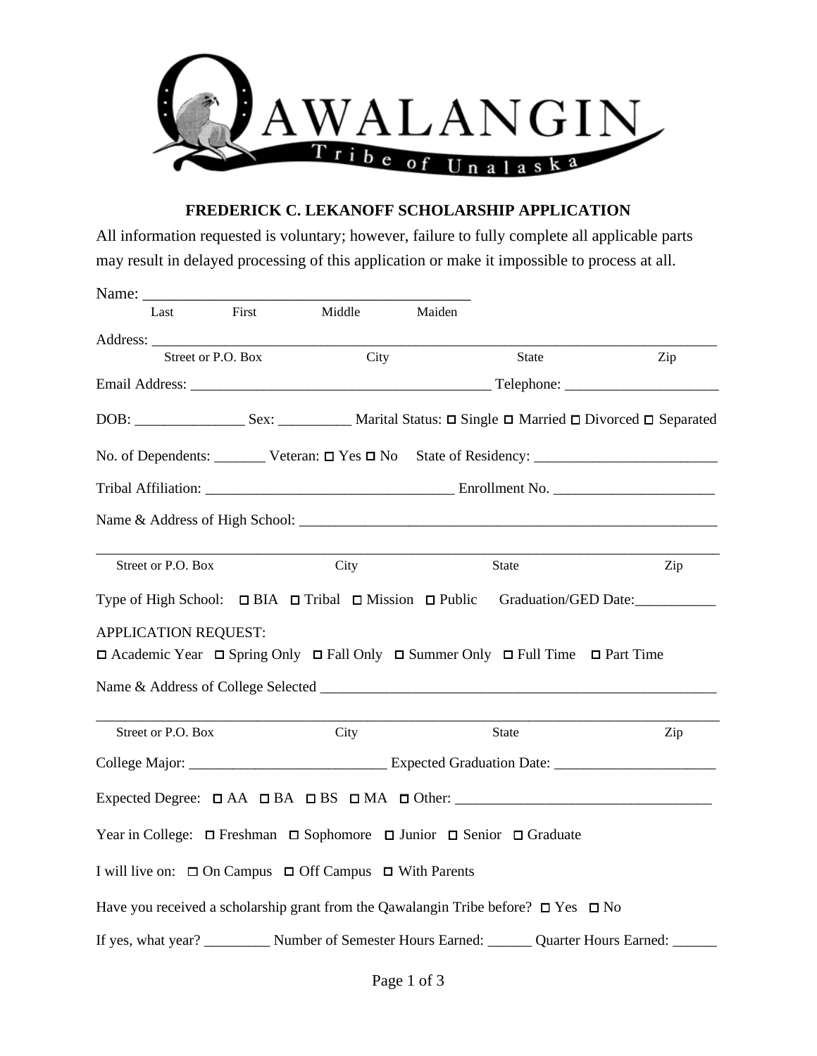QAWALANGIN

Tribe of Unalaska

## FREDERICK C. LEKANOFF SCHOLARSHIP APPLICATION

All information requested is voluntary; however, failure to fully complete all applicable parts may result in delayed processing of this application or make it impossible to process at all.

Name: ___________________________________________
Last First Middle Maiden

Address: ___________________________________________________________________________
Street or P.O. Box City State Zip

Email Address: _________________________________________ Telephone: ____________________

DOB: _______________ Sex: __________ Marital Status: ☐ Single ☐ Married ☐ Divorced ☐ Separated

No. of Dependents: _______ Veteran: ☐ Yes ☐ No State of Residency: ________________________

Tribal Affiliation: __________________________________ Enrollment No. ______________________

Name & Address of High School: ___________________________________________________________

_________________________________________________________________________________________
Street or P.O. Box City State Zip

Type of High School: ☐ BIA ☐ Tribal ☐ Mission ☐ Public Graduation/GED Date:___________

APPLICATION REQUEST:
☐ Academic Year ☐ Spring Only ☐ Fall Only ☐ Summer Only ☐ Full Time ☐ Part Time

Name & Address of College Selected _______________________________________________________

_________________________________________________________________________________________
Street or P.O. Box City State Zip

College Major: ___________________________ Expected Graduation Date: ______________________

Expected Degree: ☐ AA ☐ BA ☐ BS ☐ MA ☐ Other: __________________________________

Year in College: ☐ Freshman ☐ Sophomore ☐ Junior ☐ Senior ☐ Graduate

I will live on: ☐ On Campus ☐ Off Campus ☐ With Parents

Have you received a scholarship grant from the Qawalangin Tribe before? ☐ Yes ☐ No

If yes, what year? _________ Number of Semester Hours Earned: ______ Quarter Hours Earned: ______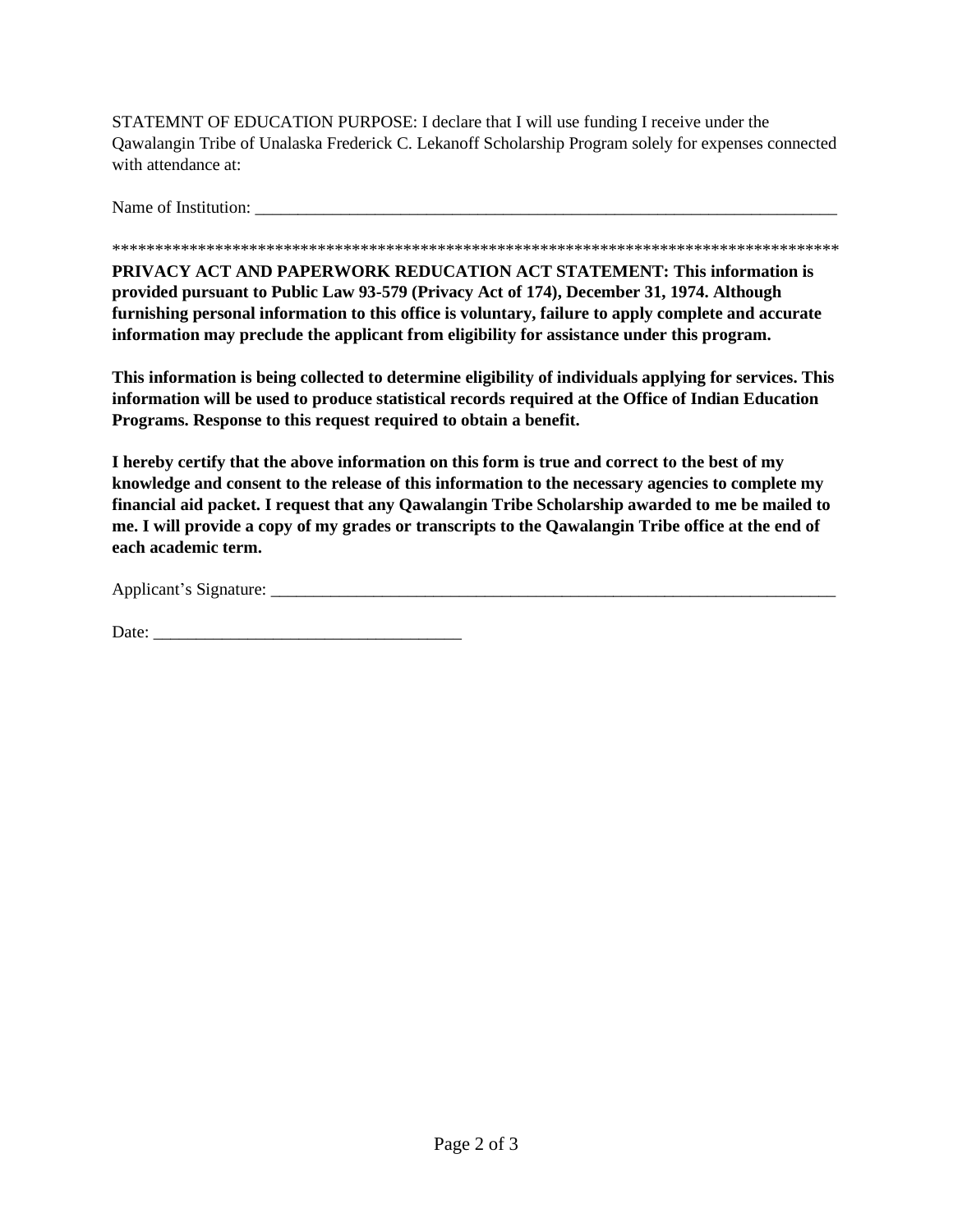STATEMNT OF EDUCATION PURPOSE: I declare that I will use funding I receive under the Qawalangin Tribe of Unalaska Frederick C. Lekanoff Scholarship Program solely for expenses connected with attendance at:

Name of Institution: ______________________________________________________________________

**************************************************************************************

**PRIVACY ACT AND PAPERWORK REDUCATION ACT STATEMENT: This information is provided pursuant to Public Law 93-579 (Privacy Act of 174), December 31, 1974. Although furnishing personal information to this office is voluntary, failure to apply complete and accurate information may preclude the applicant from eligibility for assistance under this program.**

**This information is being collected to determine eligibility of individuals applying for services. This information will be used to produce statistical records required at the Office of Indian Education Programs. Response to this request required to obtain a benefit.**

**I hereby certify that the above information on this form is true and correct to the best of my knowledge and consent to the release of this information to the necessary agencies to complete my financial aid packet. I request that any Qawalangin Tribe Scholarship awarded to me be mailed to me. I will provide a copy of my grades or transcripts to the Qawalangin Tribe office at the end of each academic term.**

Applicant's Signature: ______________________________________________________________________

Date: ____________________________________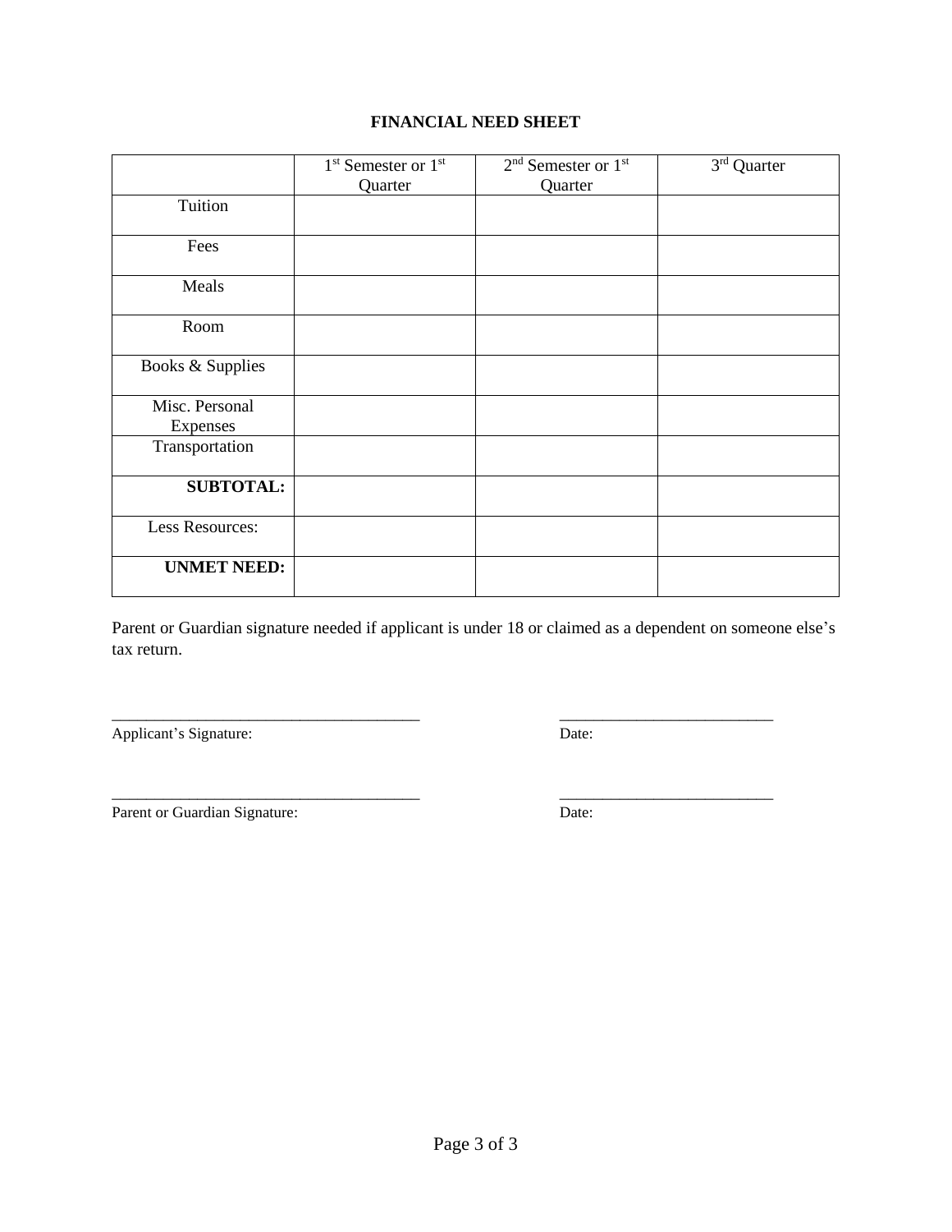## FINANCIAL NEED SHEET

| | 1st Semester or 1st Quarter | 2nd Semester or 1st Quarter | 3rd Quarter |
|---|---|---|---|
| Tuition | | | |
| Fees | | | |
| Meals | | | |
| Room | | | |
| Books & Supplies | | | |
| Misc. Personal Expenses | | | |
| Transportation | | | |
| **SUBTOTAL:** | | | |
| Less Resources: | | | |
| **UNMET NEED:** | | | |

Parent or Guardian signature needed if applicant is under 18 or claimed as a dependent on someone else's tax return.

_______________________________________ _________________________
Applicant's Signature: Date:

_______________________________________ _________________________
Parent or Guardian Signature: Date: